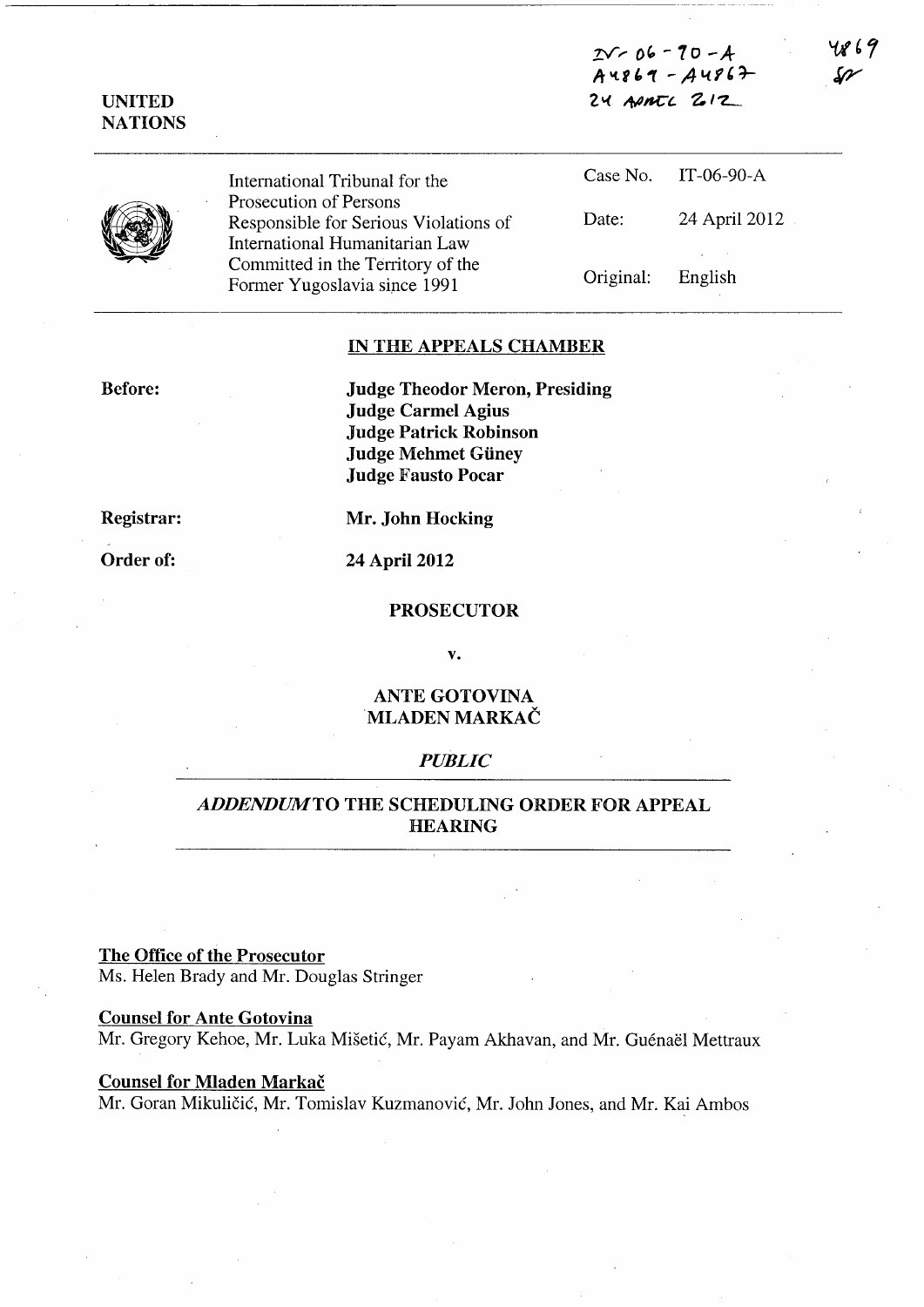IT-06-90-A
A4869 - A4867
24 APRIL 2012

4869
SF

UNITED NATIONS

| | | |
|---|---|---|
| International Tribunal for the Prosecution of Persons Responsible for Serious Violations of International Humanitarian Law Committed in the Territory of the Former Yugoslavia since 1991 | Case No. | IT-06-90-A |
| | Date: | 24 April 2012 |
| | Original: | English |

## IN THE APPEALS CHAMBER

**Before:**

**Judge Theodor Meron, Presiding**
**Judge Carmel Agius**
**Judge Patrick Robinson**
**Judge Mehmet Güney**
**Judge Fausto Pocar**

**Registrar:** **Mr. John Hocking**

**Order of:** **24 April 2012**

**PROSECUTOR**

**v.**

**ANTE GOTOVINA**
**MLADEN MARKAČ**

*PUBLIC*

## *ADDENDUM* TO THE SCHEDULING ORDER FOR APPEAL HEARING

**The Office of the Prosecutor**
Ms. Helen Brady and Mr. Douglas Stringer

**Counsel for Ante Gotovina**
Mr. Gregory Kehoe, Mr. Luka Mišetić, Mr. Payam Akhavan, and Mr. Guénaël Mettraux

**Counsel for Mladen Markač**
Mr. Goran Mikuličić, Mr. Tomislav Kuzmanović, Mr. John Jones, and Mr. Kai Ambos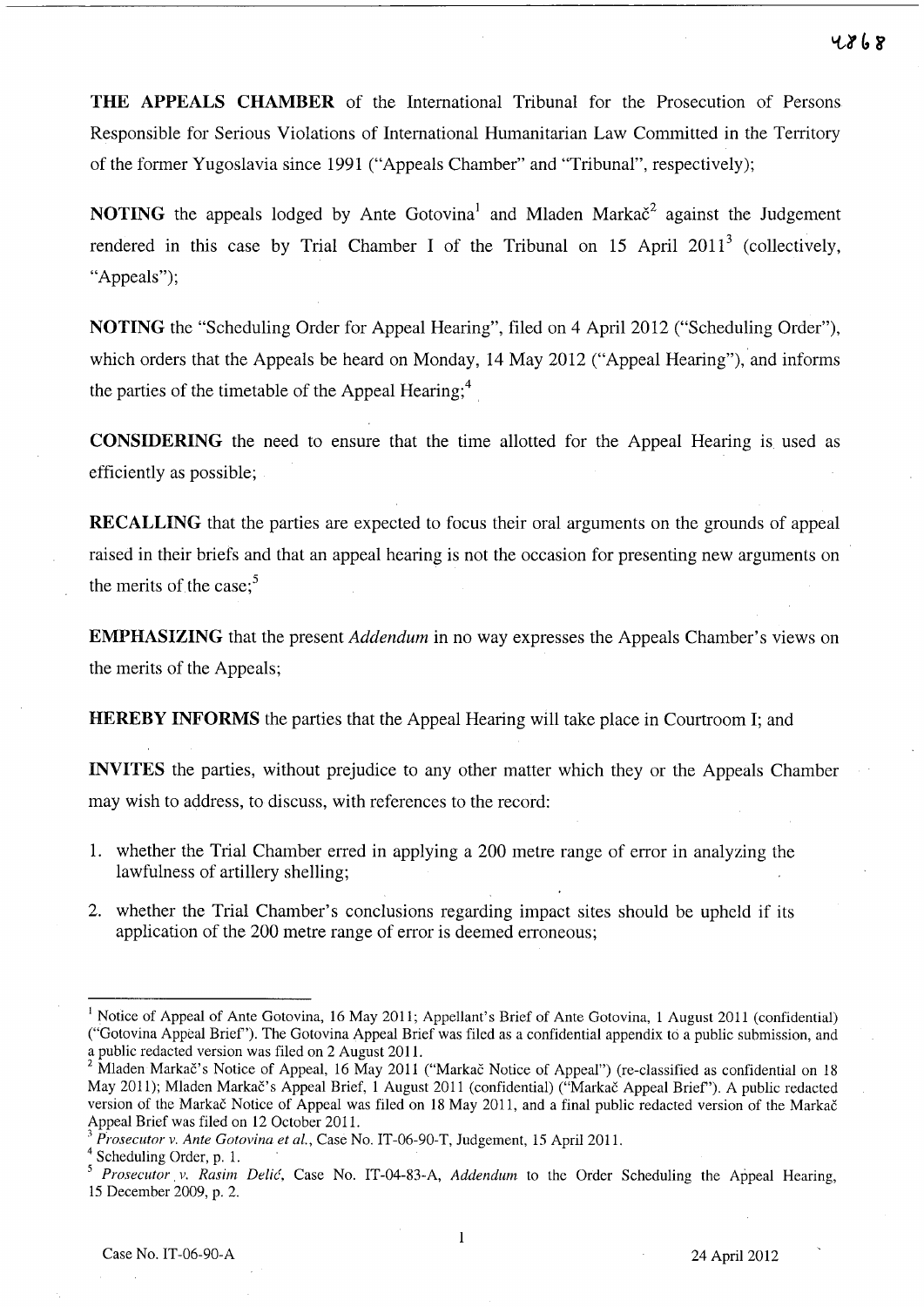**THE APPEALS CHAMBER** of the International Tribunal for the Prosecution of Persons Responsible for Serious Violations of International Humanitarian Law Committed in the Territory of the former Yugoslavia since 1991 ("Appeals Chamber" and "Tribunal", respectively);

**NOTING** the appeals lodged by Ante Gotovina[1] and Mladen Markač[2] against the Judgement rendered in this case by Trial Chamber I of the Tribunal on 15 April 2011[3] (collectively, "Appeals");

**NOTING** the "Scheduling Order for Appeal Hearing", filed on 4 April 2012 ("Scheduling Order"), which orders that the Appeals be heard on Monday, 14 May 2012 ("Appeal Hearing"), and informs the parties of the timetable of the Appeal Hearing;[4]

**CONSIDERING** the need to ensure that the time allotted for the Appeal Hearing is used as efficiently as possible;

**RECALLING** that the parties are expected to focus their oral arguments on the grounds of appeal raised in their briefs and that an appeal hearing is not the occasion for presenting new arguments on the merits of the case;[5]

**EMPHASIZING** that the present *Addendum* in no way expresses the Appeals Chamber's views on the merits of the Appeals;

**HEREBY INFORMS** the parties that the Appeal Hearing will take place in Courtroom I; and

**INVITES** the parties, without prejudice to any other matter which they or the Appeals Chamber may wish to address, to discuss, with references to the record:

1. whether the Trial Chamber erred in applying a 200 metre range of error in analyzing the lawfulness of artillery shelling;
2. whether the Trial Chamber's conclusions regarding impact sites should be upheld if its application of the 200 metre range of error is deemed erroneous;

---

[1] Notice of Appeal of Ante Gotovina, 16 May 2011; Appellant's Brief of Ante Gotovina, 1 August 2011 (confidential) ("Gotovina Appeal Brief"). The Gotovina Appeal Brief was filed as a confidential appendix to a public submission, and a public redacted version was filed on 2 August 2011.

[2] Mladen Markač's Notice of Appeal, 16 May 2011 ("Markač Notice of Appeal") (re-classified as confidential on 18 May 2011); Mladen Markač's Appeal Brief, 1 August 2011 (confidential) ("Markač Appeal Brief"). A public redacted version of the Markač Notice of Appeal was filed on 18 May 2011, and a final public redacted version of the Markač Appeal Brief was filed on 12 October 2011.

[3] *Prosecutor v. Ante Gotovina et al.*, Case No. IT-06-90-T, Judgement, 15 April 2011.

[4] Scheduling Order, p. 1.

[5] *Prosecutor v. Rasim Delić*, Case No. IT-04-83-A, *Addendum* to the Order Scheduling the Appeal Hearing, 15 December 2009, p. 2.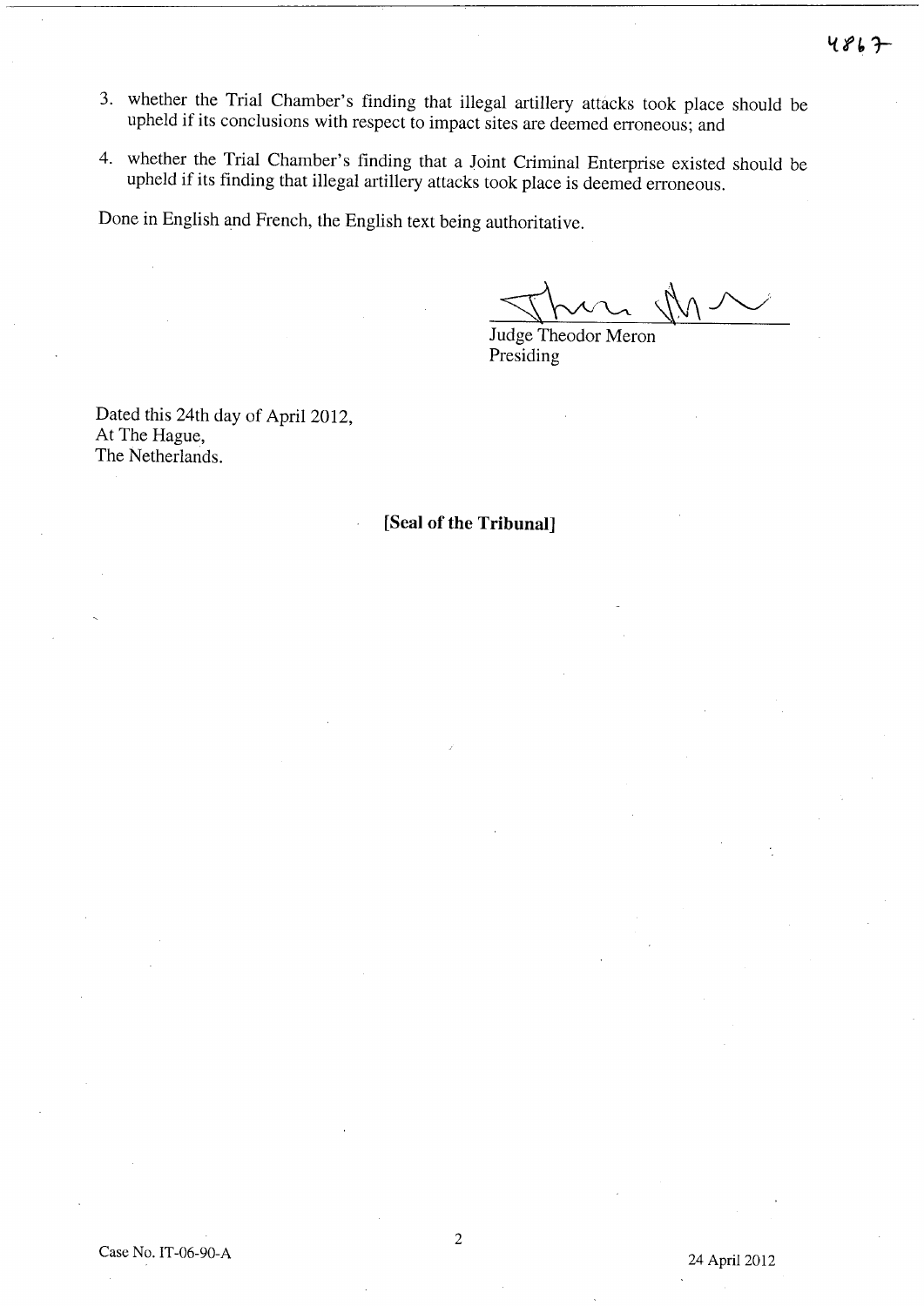3. whether the Trial Chamber's finding that illegal artillery attacks took place should be upheld if its conclusions with respect to impact sites are deemed erroneous; and

4. whether the Trial Chamber's finding that a Joint Criminal Enterprise existed should be upheld if its finding that illegal artillery attacks took place is deemed erroneous.

Done in English and French, the English text being authoritative.

Judge Theodor Meron
Presiding

Dated this 24th day of April 2012,
At The Hague,
The Netherlands.

**[Seal of the Tribunal]**